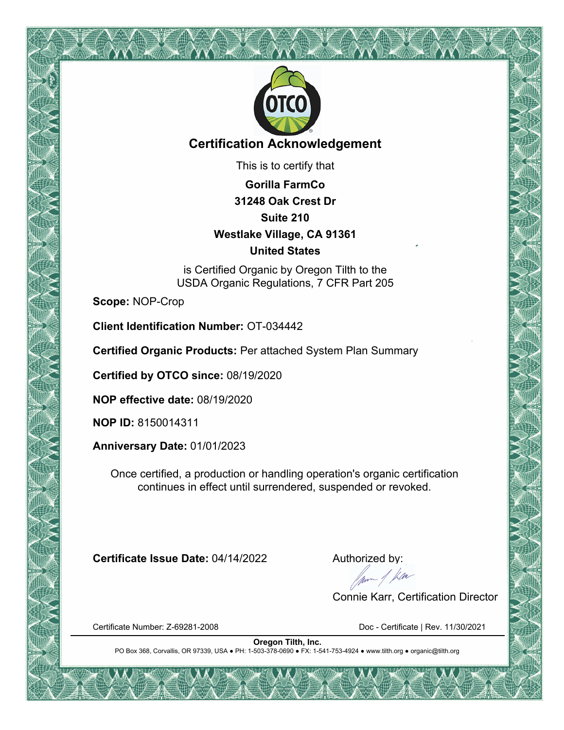# Certification Acknowledgement

This is to certify that

**Gorilla FarmCo**
**31248 Oak Crest Dr**
**Suite 210**
**Westlake Village, CA 91361**
**United States**

is Certified Organic by Oregon Tilth to the USDA Organic Regulations, 7 CFR Part 205

**Scope:** NOP-Crop

**Client Identification Number:** OT-034442

**Certified Organic Products:** Per attached System Plan Summary

**Certified by OTCO since:** 08/19/2020

**NOP effective date:** 08/19/2020

**NOP ID:** 8150014311

**Anniversary Date:** 01/01/2023

Once certified, a production or handling operation's organic certification continues in effect until surrendered, suspended or revoked.

**Certificate Issue Date:** 04/14/2022

Authorized by:

Connie Karr, Certification Director

Certificate Number: Z-69281-2008

Doc - Certificate | Rev. 11/30/2021

**Oregon Tilth, Inc.**
PO Box 368, Corvallis, OR 97339, USA ● PH: 1-503-378-0690 ● FX: 1-541-753-4924 ● www.tilth.org ● organic@tilth.org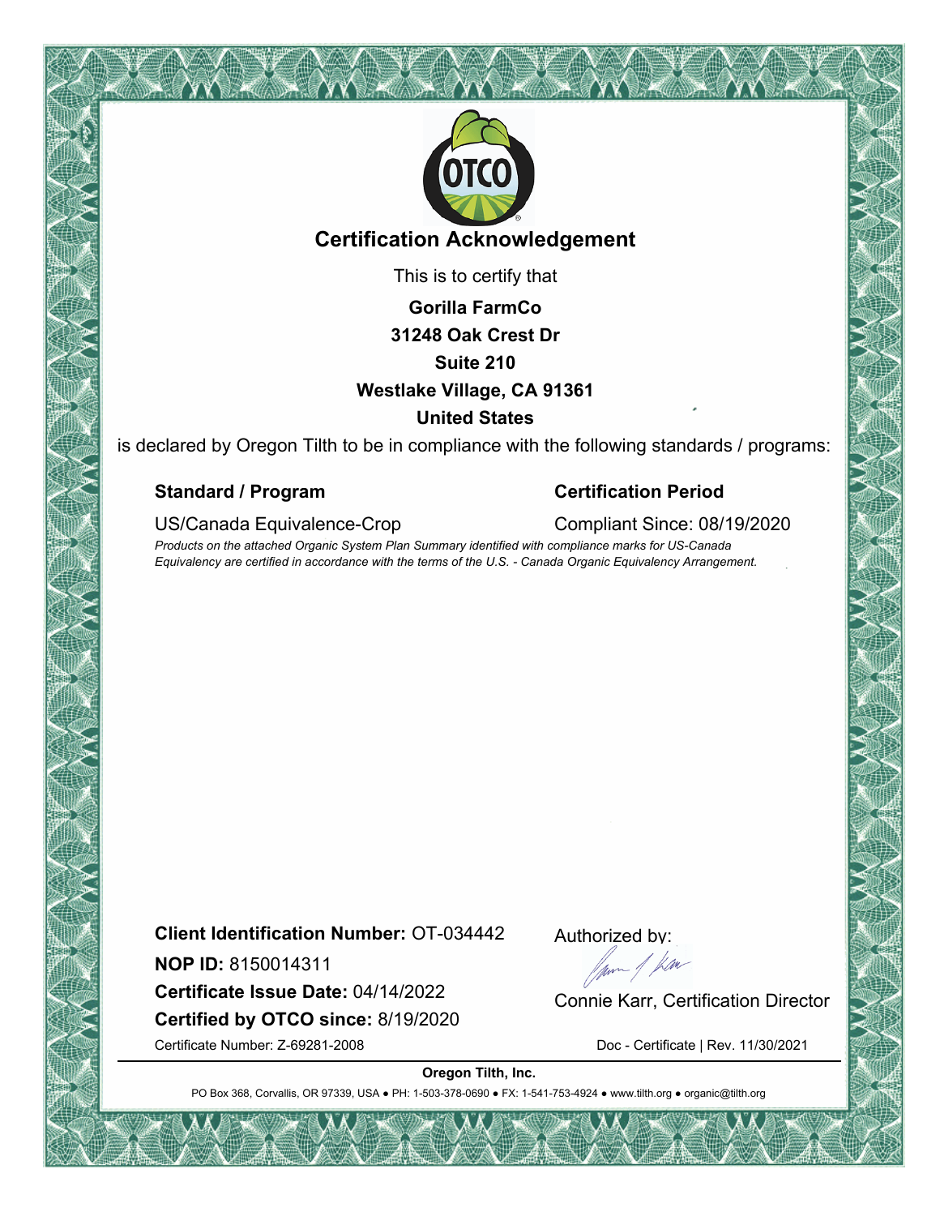# Certification Acknowledgement

This is to certify that

**Gorilla FarmCo**
**31248 Oak Crest Dr**
**Suite 210**
**Westlake Village, CA 91361**
**United States**

is declared by Oregon Tilth to be in compliance with the following standards / programs:

| **Standard / Program** | **Certification Period** |
| --- | --- |
| US/Canada Equivalence-Crop | Compliant Since: 08/19/2020 |

*Products on the attached Organic System Plan Summary identified with compliance marks for US-Canada Equivalency are certified in accordance with the terms of the U.S. - Canada Organic Equivalency Arrangement.*

**Client Identification Number:** OT-034442

**NOP ID:** 8150014311

**Certificate Issue Date:** 04/14/2022

**Certified by OTCO since:** 8/19/2020

Certificate Number: Z-69281-2008

Authorized by:

Connie Karr, Certification Director

Doc - Certificate | Rev. 11/30/2021

**Oregon Tilth, Inc.**

PO Box 368, Corvallis, OR 97339, USA ● PH: 1-503-378-0690 ● FX: 1-541-753-4924 ● www.tilth.org ● organic@tilth.org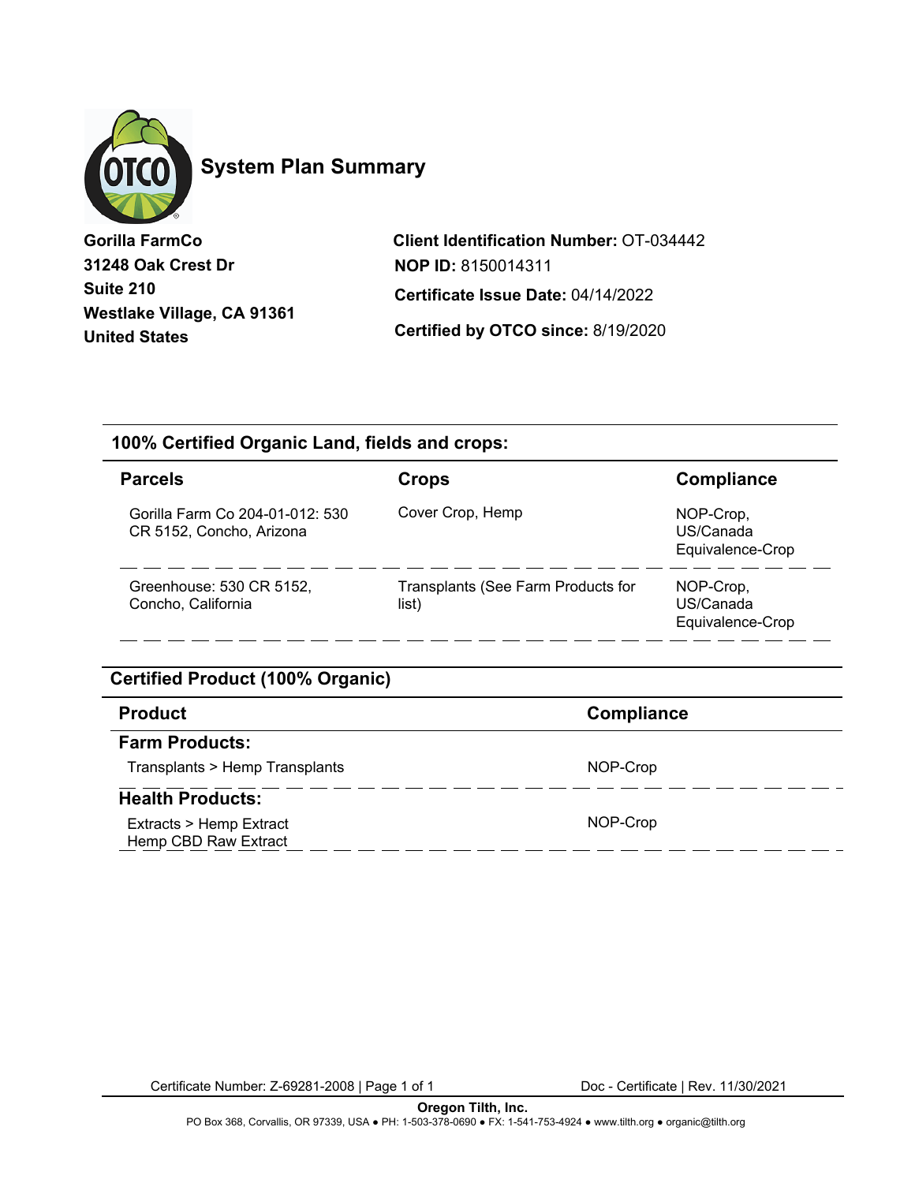# System Plan Summary

**Gorilla FarmCo**
**31248 Oak Crest Dr**
**Suite 210**
**Westlake Village, CA 91361**
**United States**

**Client Identification Number:** OT-034442
**NOP ID:** 8150014311
**Certificate Issue Date:** 04/14/2022
**Certified by OTCO since:** 8/19/2020

## 100% Certified Organic Land, fields and crops:

| Parcels | Crops | Compliance |
|---|---|---|
| Gorilla Farm Co 204-01-012: 530 CR 5152, Concho, Arizona | Cover Crop, Hemp | NOP-Crop, US/Canada Equivalence-Crop |
| Greenhouse: 530 CR 5152, Concho, California | Transplants (See Farm Products for list) | NOP-Crop, US/Canada Equivalence-Crop |

## Certified Product (100% Organic)

| Product | Compliance |
|---|---|
| **Farm Products:** | |
| Transplants > Hemp Transplants | NOP-Crop |
| **Health Products:** | |
| Extracts > Hemp Extract Hemp CBD Raw Extract | NOP-Crop |

Certificate Number: Z-69281-2008 | Page 1 of 1 Doc - Certificate | Rev. 11/30/2021

**Oregon Tilth, Inc.**
PO Box 368, Corvallis, OR 97339, USA ● PH: 1-503-378-0690 ● FX: 1-541-753-4924 ● www.tilth.org ● organic@tilth.org